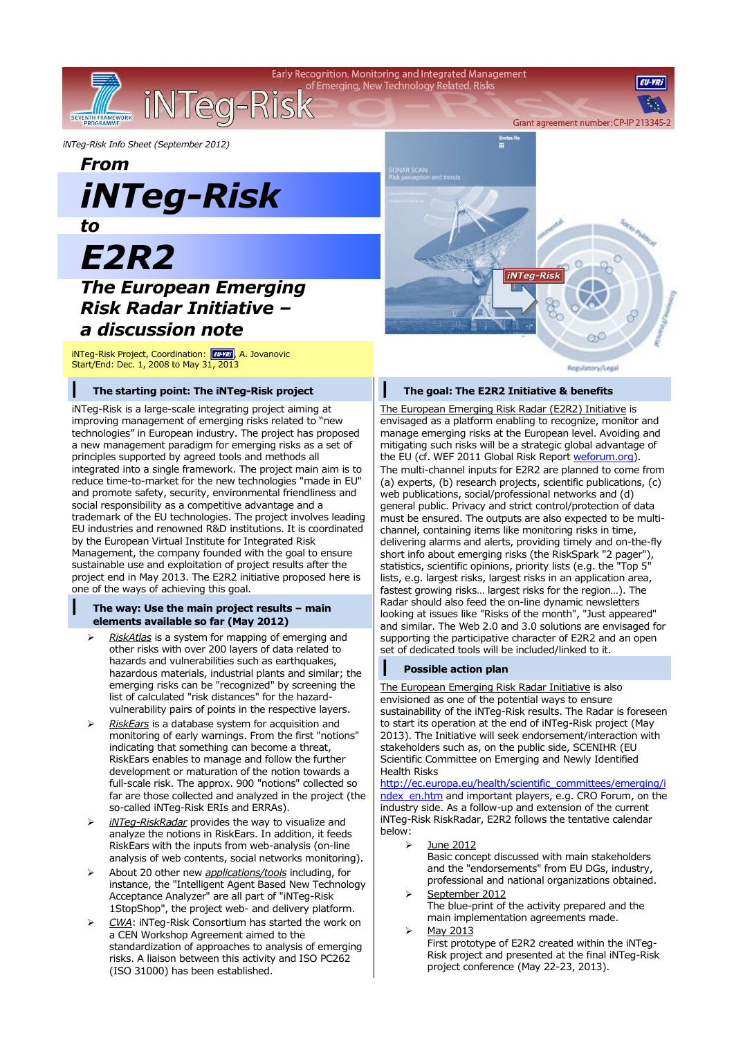iNTeg-Risk Info Sheet (September 2012)

# From iNTeg-Risk to E2R2

## The European Emerging Risk Radar Initiative – a discussion note

iNTeg-Risk Project, Coordination: EU-VRi, A. Jovanovic
Start/End: Dec. 1, 2008 to May 31, 2013

### The starting point: The iNTeg-Risk project

iNTeg-Risk is a large-scale integrating project aiming at improving management of emerging risks related to "new technologies" in European industry. The project has proposed a new management paradigm for emerging risks as a set of principles supported by agreed tools and methods all integrated into a single framework. The project main aim is to reduce time-to-market for the new technologies "made in EU" and promote safety, security, environmental friendliness and social responsibility as a competitive advantage and a trademark of the EU technologies. The project involves leading EU industries and renowned R&D institutions. It is coordinated by the European Virtual Institute for Integrated Risk Management, the company founded with the goal to ensure sustainable use and exploitation of project results after the project end in May 2013. The E2R2 initiative proposed here is one of the ways of achieving this goal.

### The way: Use the main project results – main elements available so far (May 2012)

- *RiskAtlas* is a system for mapping of emerging and other risks with over 200 layers of data related to hazards and vulnerabilities such as earthquakes, hazardous materials, industrial plants and similar; the emerging risks can be "recognized" by screening the list of calculated "risk distances" for the hazard-vulnerability pairs of points in the respective layers.
- *RiskEars* is a database system for acquisition and monitoring of early warnings. From the first "notions" indicating that something can become a threat, RiskEars enables to manage and follow the further development or maturation of the notion towards a full-scale risk. The approx. 900 "notions" collected so far are those collected and analyzed in the project (the so-called iNTeg-Risk ERIs and ERRAs).
- *iNTeg-RiskRadar* provides the way to visualize and analyze the notions in RiskEars. In addition, it feeds RiskEars with the inputs from web-analysis (on-line analysis of web contents, social networks monitoring).
- About 20 other new *applications/tools* including, for instance, the "Intelligent Agent Based New Technology Acceptance Analyzer" are all part of "iNTeg-Risk 1StopShop", the project web- and delivery platform.
- *CWA*: iNTeg-Risk Consortium has started the work on a CEN Workshop Agreement aimed to the standardization of approaches to analysis of emerging risks. A liaison between this activity and ISO PC262 (ISO 31000) has been established.

### The goal: The E2R2 Initiative & benefits

The European Emerging Risk Radar (E2R2) Initiative is envisaged as a platform enabling to recognize, monitor and manage emerging risks at the European level. Avoiding and mitigating such risks will be a strategic global advantage of the EU (cf. WEF 2011 Global Risk Report weforum.org). The multi-channel inputs for E2R2 are planned to come from (a) experts, (b) research projects, scientific publications, (c) web publications, social/professional networks and (d) general public. Privacy and strict control/protection of data must be ensured. The outputs are also expected to be multi-channel, containing items like monitoring risks in time, delivering alarms and alerts, providing timely and on-the-fly short info about emerging risks (the RiskSpark "2 pager"), statistics, scientific opinions, priority lists (e.g. the "Top 5" lists, e.g. largest risks, largest risks in an application area, fastest growing risks… largest risks for the region…). The Radar should also feed the on-line dynamic newsletters looking at issues like "Risks of the month", "Just appeared" and similar. The Web 2.0 and 3.0 solutions are envisaged for supporting the participative character of E2R2 and an open set of dedicated tools will be included/linked to it.

### Possible action plan

The European Emerging Risk Radar Initiative is also envisioned as one of the potential ways to ensure sustainability of the iNTeg-Risk results. The Radar is foreseen to start its operation at the end of iNTeg-Risk project (May 2013). The Initiative will seek endorsement/interaction with stakeholders such as, on the public side, SCENIHR (EU Scientific Committee on Emerging and Newly Identified Health Risks http://ec.europa.eu/health/scientific_committees/emerging/index_en.htm and important players, e.g. CRO Forum, on the industry side. As a follow-up and extension of the current iNTeg-Risk RiskRadar, E2R2 follows the tentative calendar below:

- June 2012
  Basic concept discussed with main stakeholders and the "endorsements" from EU DGs, industry, professional and national organizations obtained.
- September 2012
  The blue-print of the activity prepared and the main implementation agreements made.
- May 2013
  First prototype of E2R2 created within the iNTeg-Risk project and presented at the final iNTeg-Risk project conference (May 22-23, 2013).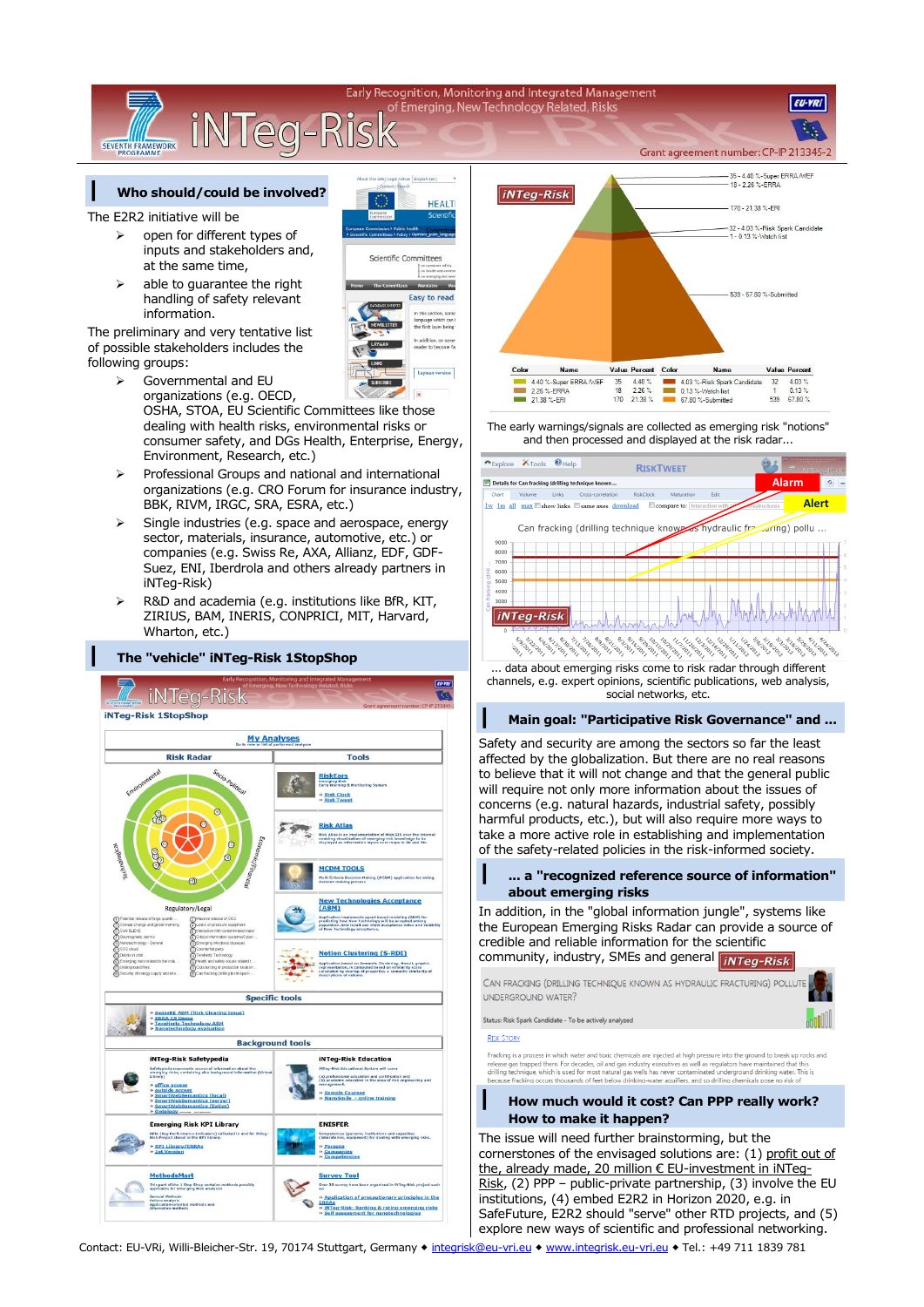## Who should/could be involved?

The E2R2 initiative will be

- open for different types of inputs and stakeholders and, at the same time,
- able to guarantee the right handling of safety relevant information.

The preliminary and very tentative list of possible stakeholders includes the following groups:

- Governmental and EU organizations (e.g. OECD, OSHA, STOA, EU Scientific Committees like those dealing with health risks, environmental risks or consumer safety, and DGs Health, Enterprise, Energy, Environment, Research, etc.)
- Professional Groups and national and international organizations (e.g. CRO Forum for insurance industry, BBK, RIVM, IRGC, SRA, ESRA, etc.)
- Single industries (e.g. space and aerospace, energy sector, materials, insurance, automotive, etc.) or companies (e.g. Swiss Re, AXA, Allianz, EDF, GDF-Suez, ENI, Iberdrola and others already partners in iNTeg-Risk)
- R&D and academia (e.g. institutions like BfR, KIT, ZIRIUS, BAM, INERIS, CONPRICI, MIT, Harvard, Wharton, etc.)

## The "vehicle" iNTeg-Risk 1StopShop

The early warnings/signals are collected as emerging risk "notions" and then processed and displayed at the risk radar...

... data about emerging risks come to risk radar through different channels, e.g. expert opinions, scientific publications, web analysis, social networks, etc.

## Main goal: "Participative Risk Governance" and ...

Safety and security are among the sectors so far the least affected by the globalization. But there are no real reasons to believe that it will not change and that the general public will require not only more information about the issues of concerns (e.g. natural hazards, industrial safety, possibly harmful products, etc.), but will also require more ways to take a more active role in establishing and implementation of the safety-related policies in the risk-informed society.

## ... a "recognized reference source of information" about emerging risks

In addition, in the "global information jungle", systems like the European Emerging Risks Radar can provide a source of credible and reliable information for the scientific community, industry, SMEs and general public.

## How much would it cost? Can PPP really work? How to make it happen?

The issue will need further brainstorming, but the cornerstones of the envisaged solutions are: (1) profit out of the, already made, 20 million € EU-investment in iNTeg-Risk, (2) PPP – public-private partnership, (3) involve the EU institutions, (4) embed E2R2 in Horizon 2020, e.g. in SafeFuture, E2R2 should "serve" other RTD projects, and (5) explore new ways of scientific and professional networking.

Contact: EU-VRi, Willi-Bleicher-Str. 19, 70174 Stuttgart, Germany ◆ integrisk@eu-vri.eu ◆ www.integrisk.eu-vri.eu ◆ Tel.: +49 711 1839 781